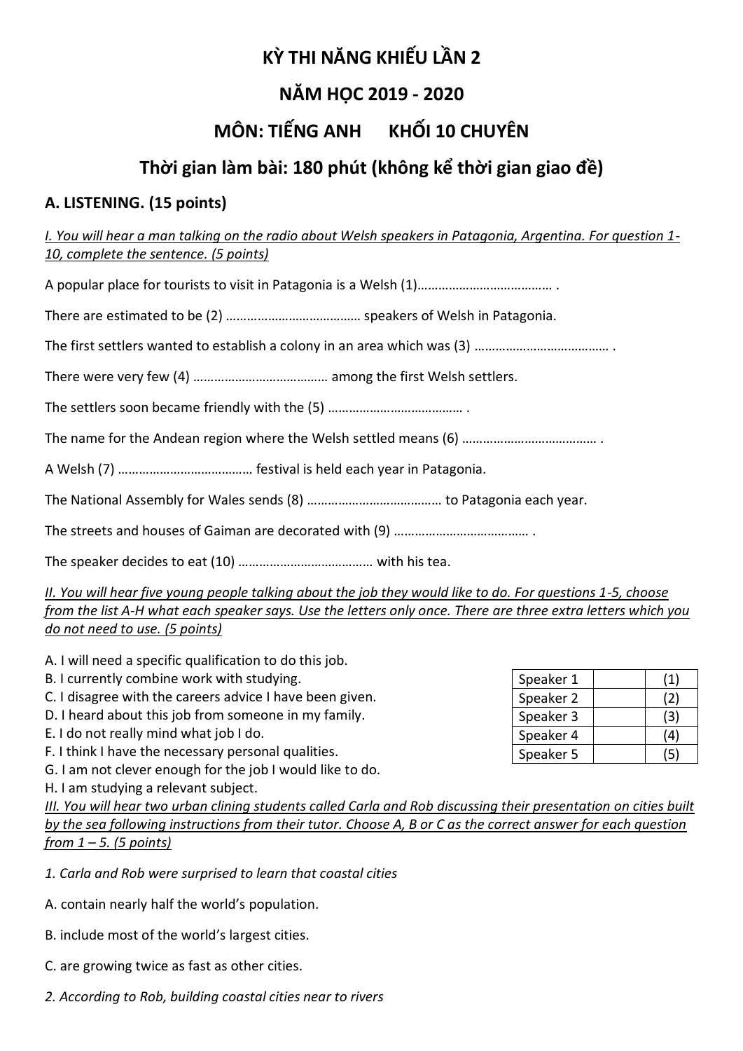# KỲ THI NĂNG KHIẾU LẦN 2

# NĂM HỌC 2019 - 2020

# MÔN: TIẾNG ANH      KHỐI 10 CHUYÊN

## Thời gian làm bài: 180 phút (không kể thời gian giao đề)

## A. LISTENING. (15 points)

*I. You will hear a man talking on the radio about Welsh speakers in Patagonia, Argentina. For question 1-10, complete the sentence. (5 points)*

A popular place for tourists to visit in Patagonia is a Welsh (1)………………………………… .

There are estimated to be (2) ………………………………… speakers of Welsh in Patagonia.

The first settlers wanted to establish a colony in an area which was (3) ………………………………… .

There were very few (4) ………………………………… among the first Welsh settlers.

The settlers soon became friendly with the (5) ………………………………… .

The name for the Andean region where the Welsh settled means (6) ………………………………… .

A Welsh (7) ………………………………… festival is held each year in Patagonia.

The National Assembly for Wales sends (8) ………………………………… to Patagonia each year.

The streets and houses of Gaiman are decorated with (9) ………………………………… .

The speaker decides to eat (10) ………………………………… with his tea.

*II. You will hear five young people talking about the job they would like to do. For questions 1-5, choose from the list A-H what each speaker says. Use the letters only once. There are three extra letters which you do not need to use. (5 points)*

A. I will need a specific qualification to do this job.
B. I currently combine work with studying.
C. I disagree with the careers advice I have been given.
D. I heard about this job from someone in my family.
E. I do not really mind what job I do.
F. I think I have the necessary personal qualities.
G. I am not clever enough for the job I would like to do.
H. I am studying a relevant subject.

| Speaker 1 | | (1) |
|---|---|---|
| Speaker 2 | | (2) |
| Speaker 3 | | (3) |
| Speaker 4 | | (4) |
| Speaker 5 | | (5) |

*III. You will hear two urban clining students called Carla and Rob discussing their presentation on cities built by the sea following instructions from their tutor. Choose A, B or C as the correct answer for each question from 1 – 5. (5 points)*

*1. Carla and Rob were surprised to learn that coastal cities*

A. contain nearly half the world's population.

B. include most of the world's largest cities.

C. are growing twice as fast as other cities.

*2. According to Rob, building coastal cities near to rivers*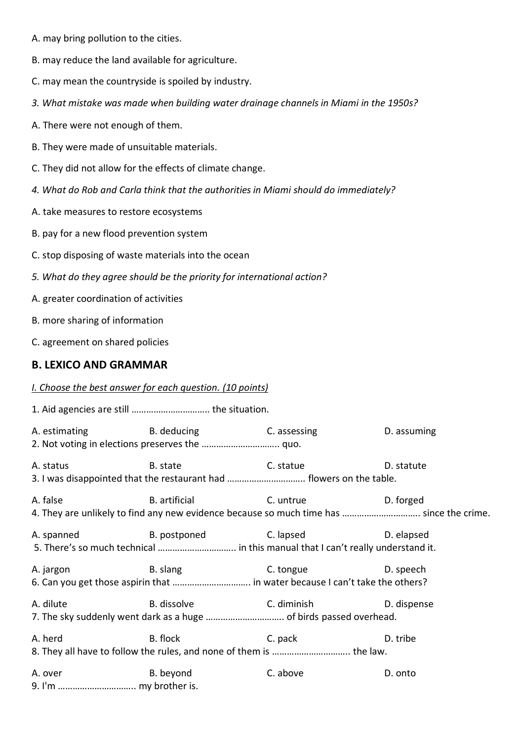A. may bring pollution to the cities.

B. may reduce the land available for agriculture.

C. may mean the countryside is spoiled by industry.

*3. What mistake was made when building water drainage channels in Miami in the 1950s?*

A. There were not enough of them.

B. They were made of unsuitable materials.

C. They did not allow for the effects of climate change.

*4. What do Rob and Carla think that the authorities in Miami should do immediately?*

A. take measures to restore ecosystems

B. pay for a new flood prevention system

C. stop disposing of waste materials into the ocean

*5. What do they agree should be the priority for international action?*

A. greater coordination of activities

B. more sharing of information

C. agreement on shared policies

## B. LEXICO AND GRAMMAR

*I. Choose the best answer for each question. (10 points)*

1. Aid agencies are still ………………………….. the situation.

A. estimating B. deducing C. assessing D. assuming

2. Not voting in elections preserves the ………………………….. quo.

A. status B. state C. statue D. statute

3. I was disappointed that the restaurant had ………………………….. flowers on the table.

A. false B. artificial C. untrue D. forged

4. They are unlikely to find any new evidence because so much time has ………………………….. since the crime.

A. spanned B. postponed C. lapsed D. elapsed

5. There's so much technical ………………………….. in this manual that I can't really understand it.

A. jargon B. slang C. tongue D. speech

6. Can you get those aspirin that ………………………….. in water because I can't take the others?

A. dilute B. dissolve C. diminish D. dispense

7. The sky suddenly went dark as a huge ………………………….. of birds passed overhead.

A. herd B. flock C. pack D. tribe

8. They all have to follow the rules, and none of them is ………………………….. the law.

A. over B. beyond C. above D. onto

9. I'm ………………………….. my brother is.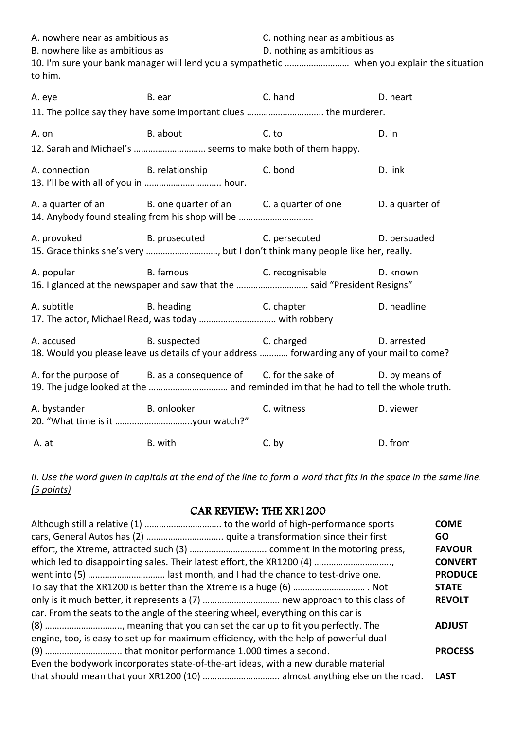A. nowhere near as ambitious as C. nothing near as ambitious as
B. nowhere like as ambitious as D. nothing as ambitious as

10. I'm sure your bank manager will lend you a sympathetic ……………………… when you explain the situation to him.

A. eye B. ear C. hand D. heart

11. The police say they have some important clues ………………………….. the murderer.

A. on B. about C. to D. in

12. Sarah and Michael's ……………………….. seems to make both of them happy.

A. connection B. relationship C. bond D. link

13. I'll be with all of you in ………………………….. hour.

A. a quarter of an B. one quarter of an C. a quarter of one D. a quarter of

14. Anybody found stealing from his shop will be …………………………

A. provoked B. prosecuted C. persecuted D. persuaded

15. Grace thinks she's very …………………………, but I don't think many people like her, really.

A. popular B. famous C. recognisable D. known

16. I glanced at the newspaper and saw that the ……………………….. said "President Resigns"

A. subtitle B. heading C. chapter D. headline

17. The actor, Michael Read, was today ………………………….. with robbery

A. accused B. suspected C. charged D. arrested

18. Would you please leave us details of your address ………… forwarding any of your mail to come?

A. for the purpose of B. as a consequence of C. for the sake of D. by means of

19. The judge looked at the …………………………… and reminded im that he had to tell the whole truth.

A. bystander B. onlooker C. witness D. viewer

20. "What time is it …………………………..your watch?"

A. at B. with C. by D. from

*__II. Use the word given in capitals at the end of the line to form a word that fits in the space in the same line. (5 points)__*

## CAR REVIEW: THE XR1200

Although still a relative (1) ………………………….. to the world of high-performance sports cars, General Autos has (2) ………………………….. quite a transformation since their first effort, the Xtreme, attracted such (3) ………………………….. comment in the motoring press, which led to disappointing sales. Their latest effort, the XR1200 (4) ………………………….., went into (5) ………………………….. last month, and I had the chance to test-drive one. To say that the XR1200 is better than the Xtreme is a huge (6) ……………………….. . Not only is it much better, it represents a (7) ………………………….. new approach to this class of car. From the seats to the angle of the steering wheel, everything on this car is (8) ………………………….., meaning that you can set the car up to fit you perfectly. The engine, too, is easy to set up for maximum efficiency, with the help of powerful dual (9) ………………………….. that monitor performance 1.000 times a second. Even the bodywork incorporates state-of-the-art ideas, with a new durable material that should mean that your XR1200 (10) ………………………….. almost anything else on the road.

**COME**
**GO**
**FAVOUR**
**CONVERT**
**PRODUCE**
**STATE**
**REVOLT**
**ADJUST**
**PROCESS**
**LAST**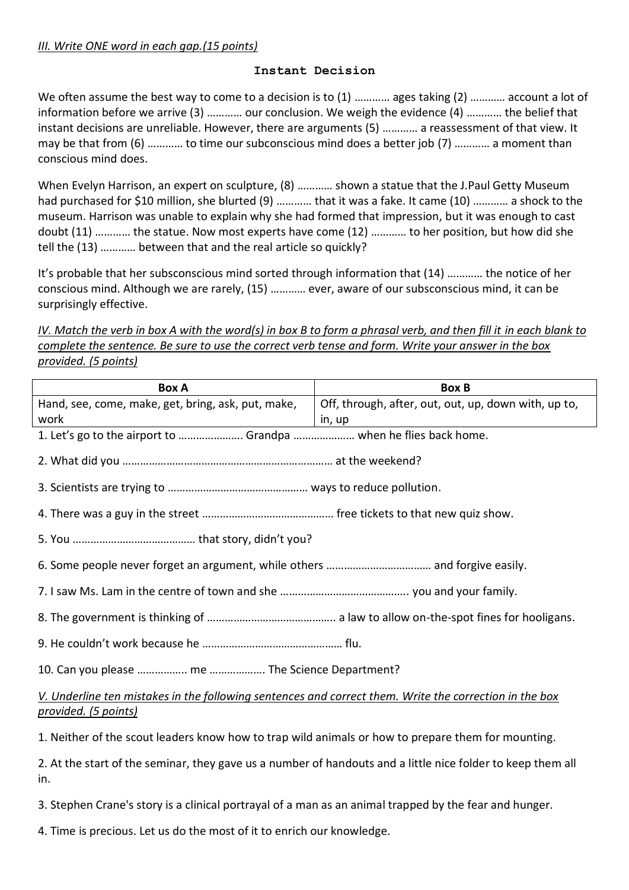*III. Write ONE word in each gap.(15 points)*

**Instant Decision**

We often assume the best way to come to a decision is to (1) ………… ages taking (2) ………… account a lot of information before we arrive (3) ………… our conclusion. We weigh the evidence (4) ………… the belief that instant decisions are unreliable. However, there are arguments (5) ………… a reassessment of that view. It may be that from (6) ………… to time our subconscious mind does a better job (7) ………… a moment than conscious mind does.

When Evelyn Harrison, an expert on sculpture, (8) ………… shown a statue that the J.Paul Getty Museum had purchased for $10 million, she blurted (9) ………… that it was a fake. It came (10) ………… a shock to the museum. Harrison was unable to explain why she had formed that impression, but it was enough to cast doubt (11) ………… the statue. Now most experts have come (12) ………… to her position, but how did she tell the (13) ………… between that and the real article so quickly?

It's probable that her subsconscious mind sorted through information that (14) ………… the notice of her conscious mind. Although we are rarely, (15) ………… ever, aware of our subsconscious mind, it can be surprisingly effective.

*IV. Match the verb in box A with the word(s) in box B to form a phrasal verb, and then fill it in each blank to complete the sentence. Be sure to use the correct verb tense and form. Write your answer in the box provided. (5 points)*

| Box A | Box B |
|---|---|
| Hand, see, come, make, get, bring, ask, put, make, work | Off, through, after, out, out, up, down with, up to, in, up |

1. Let's go to the airport to …………………. Grandpa ………………… when he flies back home.

2. What did you ……………………………………………………………… at the weekend?

3. Scientists are trying to ………………………………………… ways to reduce pollution.

4. There was a guy in the street ……………………………………… free tickets to that new quiz show.

5. You …………………………………… that story, didn't you?

6. Some people never forget an argument, while others ……………………………… and forgive easily.

7. I saw Ms. Lam in the centre of town and she …………………………………….. you and your family.

8. The government is thinking of …………………………………….. a law to allow on-the-spot fines for hooligans.

9. He couldn't work because he ………………………………………… flu.

10. Can you please …………….. me ………………. The Science Department?

*V. Underline ten mistakes in the following sentences and correct them. Write the correction in the box provided. (5 points)*

1. Neither of the scout leaders know how to trap wild animals or how to prepare them for mounting.

2. At the start of the seminar, they gave us a number of handouts and a little nice folder to keep them all in.

3. Stephen Crane's story is a clinical portrayal of a man as an animal trapped by the fear and hunger.

4. Time is precious. Let us do the most of it to enrich our knowledge.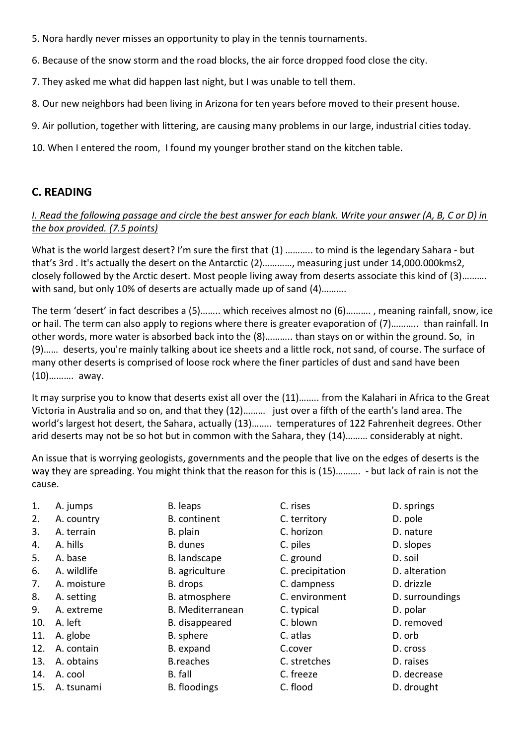5. Nora hardly never misses an opportunity to play in the tennis tournaments.

6. Because of the snow storm and the road blocks, the air force dropped food close the city.

7. They asked me what did happen last night, but I was unable to tell them.

8. Our new neighbors had been living in Arizona for ten years before moved to their present house.

9. Air pollution, together with littering, are causing many problems in our large, industrial cities today.

10. When I entered the room, I found my younger brother stand on the kitchen table.

## C. READING

*I. Read the following passage and circle the best answer for each blank. Write your answer (A, B, C or D) in the box provided. (7.5 points)*

What is the world largest desert? I'm sure the first that (1) ……….. to mind is the legendary Sahara - but that's 3rd . It's actually the desert on the Antarctic (2)…………, measuring just under 14,000.000kms2, closely followed by the Arctic desert. Most people living away from deserts associate this kind of (3)………. with sand, but only 10% of deserts are actually made up of sand (4)……….

The term 'desert' in fact describes a (5)…….. which receives almost no (6)………. , meaning rainfall, snow, ice or hail. The term can also apply to regions where there is greater evaporation of (7)……….. than rainfall. In other words, more water is absorbed back into the (8)……….. than stays on or within the ground. So, in (9)…… deserts, you're mainly talking about ice sheets and a little rock, not sand, of course. The surface of many other deserts is comprised of loose rock where the finer particles of dust and sand have been (10)………. away.

It may surprise you to know that deserts exist all over the (11)…….. from the Kalahari in Africa to the Great Victoria in Australia and so on, and that they (12)……… just over a fifth of the earth's land area. The world's largest hot desert, the Sahara, actually (13)…….. temperatures of 122 Fahrenheit degrees. Other arid deserts may not be so hot but in common with the Sahara, they (14)……… considerably at night.

An issue that is worrying geologists, governments and the people that live on the edges of deserts is the way they are spreading. You might think that the reason for this is (15)………. - but lack of rain is not the cause.

| | | | | |
|---|---|---|---|---|
| 1. | A. jumps | B. leaps | C. rises | D. springs |
| 2. | A. country | B. continent | C. territory | D. pole |
| 3. | A. terrain | B. plain | C. horizon | D. nature |
| 4. | A. hills | B. dunes | C. piles | D. slopes |
| 5. | A. base | B. landscape | C. ground | D. soil |
| 6. | A. wildlife | B. agriculture | C. precipitation | D. alteration |
| 7. | A. moisture | B. drops | C. dampness | D. drizzle |
| 8. | A. setting | B. atmosphere | C. environment | D. surroundings |
| 9. | A. extreme | B. Mediterranean | C. typical | D. polar |
| 10. | A. left | B. disappeared | C. blown | D. removed |
| 11. | A. globe | B. sphere | C. atlas | D. orb |
| 12. | A. contain | B. expand | C.cover | D. cross |
| 13. | A. obtains | B.reaches | C. stretches | D. raises |
| 14. | A. cool | B. fall | C. freeze | D. decrease |
| 15. | A. tsunami | B. floodings | C. flood | D. drought |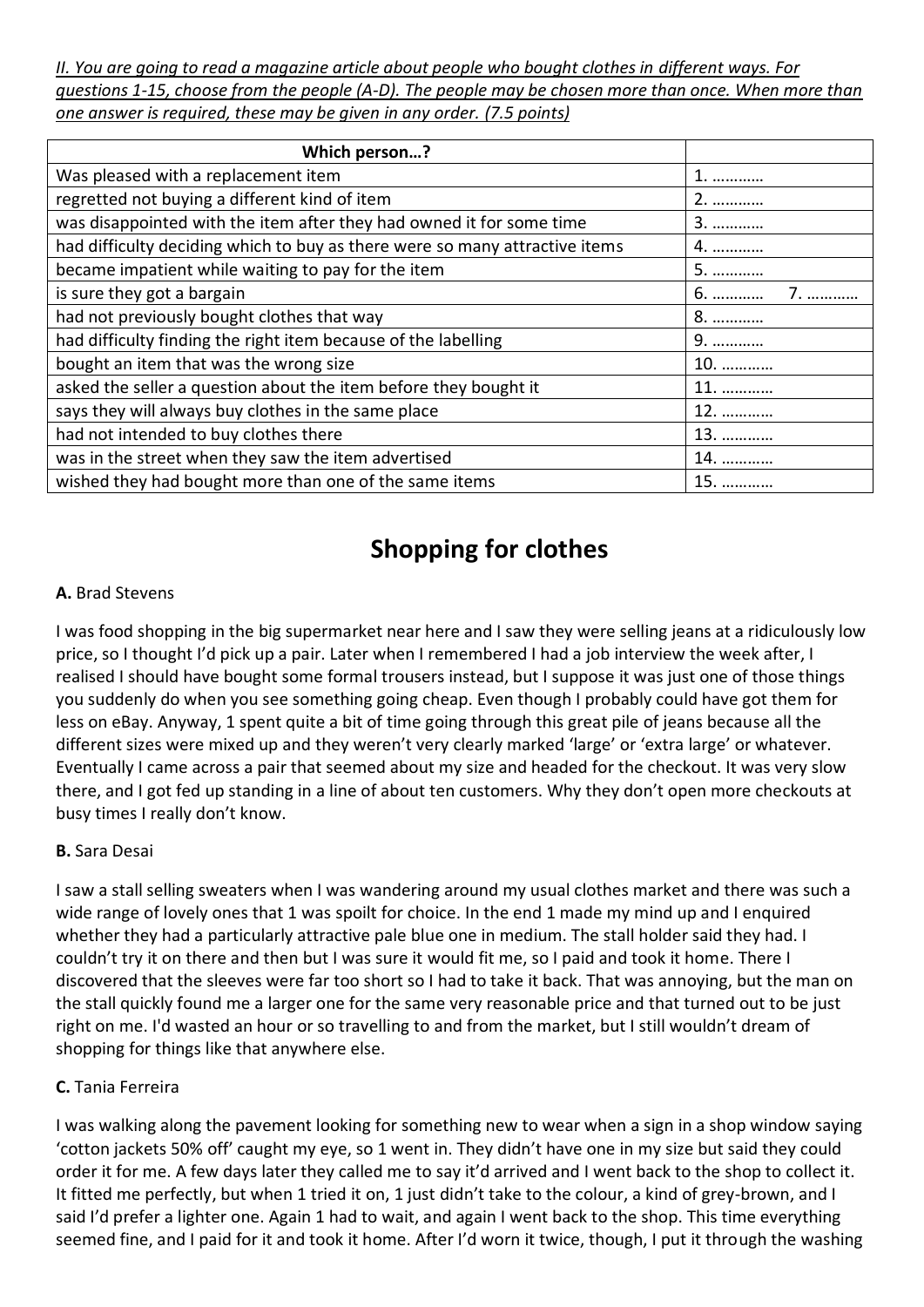*II. You are going to read a magazine article about people who bought clothes in different ways. For questions 1-15, choose from the people (A-D). The people may be chosen more than once. When more than one answer is required, these may be given in any order. (7.5 points)*

| Which person…? | |
|---|---|
| Was pleased with a replacement item | 1. ………… |
| regretted not buying a different kind of item | 2. ………… |
| was disappointed with the item after they had owned it for some time | 3. ………… |
| had difficulty deciding which to buy as there were so many attractive items | 4. ………… |
| became impatient while waiting to pay for the item | 5. ………… |
| is sure they got a bargain | 6. ………… 7. ………… |
| had not previously bought clothes that way | 8. ………… |
| had difficulty finding the right item because of the labelling | 9. ………… |
| bought an item that was the wrong size | 10. ………… |
| asked the seller a question about the item before they bought it | 11. ………… |
| says they will always buy clothes in the same place | 12. ………… |
| had not intended to buy clothes there | 13. ………… |
| was in the street when they saw the item advertised | 14. ………… |
| wished they had bought more than one of the same items | 15. ………… |

# Shopping for clothes

**A.** Brad Stevens

I was food shopping in the big supermarket near here and I saw they were selling jeans at a ridiculously low price, so I thought I'd pick up a pair. Later when I remembered I had a job interview the week after, I realised I should have bought some formal trousers instead, but I suppose it was just one of those things you suddenly do when you see something going cheap. Even though I probably could have got them for less on eBay. Anyway, 1 spent quite a bit of time going through this great pile of jeans because all the different sizes were mixed up and they weren't very clearly marked 'large' or 'extra large' or whatever. Eventually I came across a pair that seemed about my size and headed for the checkout. It was very slow there, and I got fed up standing in a line of about ten customers. Why they don't open more checkouts at busy times I really don't know.

**B.** Sara Desai

I saw a stall selling sweaters when I was wandering around my usual clothes market and there was such a wide range of lovely ones that 1 was spoilt for choice. In the end 1 made my mind up and I enquired whether they had a particularly attractive pale blue one in medium. The stall holder said they had. I couldn't try it on there and then but I was sure it would fit me, so I paid and took it home. There I discovered that the sleeves were far too short so I had to take it back. That was annoying, but the man on the stall quickly found me a larger one for the same very reasonable price and that turned out to be just right on me. I'd wasted an hour or so travelling to and from the market, but I still wouldn't dream of shopping for things like that anywhere else.

**C.** Tania Ferreira

I was walking along the pavement looking for something new to wear when a sign in a shop window saying 'cotton jackets 50% off' caught my eye, so 1 went in. They didn't have one in my size but said they could order it for me. A few days later they called me to say it'd arrived and I went back to the shop to collect it. It fitted me perfectly, but when 1 tried it on, 1 just didn't take to the colour, a kind of grey-brown, and I said I'd prefer a lighter one. Again 1 had to wait, and again I went back to the shop. This time everything seemed fine, and I paid for it and took it home. After I'd worn it twice, though, I put it through the washing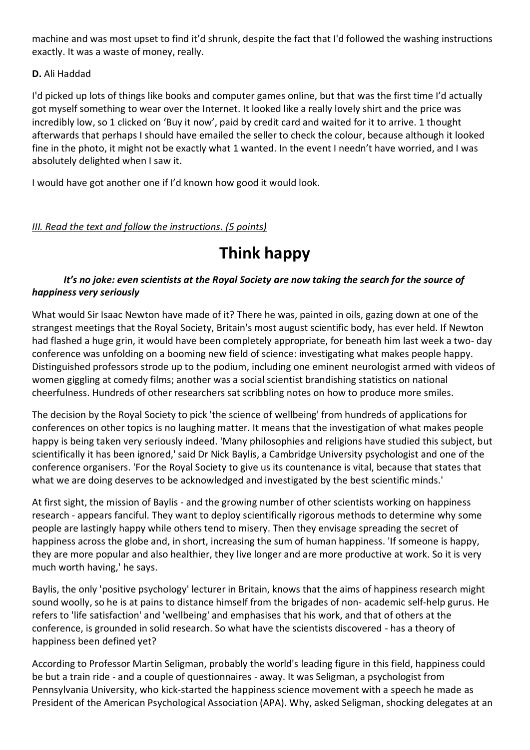machine and was most upset to find it'd shrunk, despite the fact that I'd followed the washing instructions exactly. It was a waste of money, really.

**D.** Ali Haddad

I'd picked up lots of things like books and computer games online, but that was the first time I'd actually got myself something to wear over the Internet. It looked like a really lovely shirt and the price was incredibly low, so 1 clicked on 'Buy it now', paid by credit card and waited for it to arrive. 1 thought afterwards that perhaps I should have emailed the seller to check the colour, because although it looked fine in the photo, it might not be exactly what 1 wanted. In the event I needn't have worried, and I was absolutely delighted when I saw it.

I would have got another one if I'd known how good it would look.

*III. Read the text and follow the instructions. (5 points)*

# Think happy

***It's no joke: even scientists at the Royal Society are now taking the search for the source of happiness very seriously***

What would Sir Isaac Newton have made of it? There he was, painted in oils, gazing down at one of the strangest meetings that the Royal Society, Britain's most august scientific body, has ever held. If Newton had flashed a huge grin, it would have been completely appropriate, for beneath him last week a two- day conference was unfolding on a booming new field of science: investigating what makes people happy. Distinguished professors strode up to the podium, including one eminent neurologist armed with videos of women giggling at comedy films; another was a social scientist brandishing statistics on national cheerfulness. Hundreds of other researchers sat scribbling notes on how to produce more smiles.

The decision by the Royal Society to pick 'the science of wellbeing' from hundreds of applications for conferences on other topics is no laughing matter. It means that the investigation of what makes people happy is being taken very seriously indeed. 'Many philosophies and religions have studied this subject, but scientifically it has been ignored,' said Dr Nick Baylis, a Cambridge University psychologist and one of the conference organisers. 'For the Royal Society to give us its countenance is vital, because that states that what we are doing deserves to be acknowledged and investigated by the best scientific minds.'

At first sight, the mission of Baylis - and the growing number of other scientists working on happiness research - appears fanciful. They want to deploy scientifically rigorous methods to determine why some people are lastingly happy while others tend to misery. Then they envisage spreading the secret of happiness across the globe and, in short, increasing the sum of human happiness. 'If someone is happy, they are more popular and also healthier, they live longer and are more productive at work. So it is very much worth having,' he says.

Baylis, the only 'positive psychology' lecturer in Britain, knows that the aims of happiness research might sound woolly, so he is at pains to distance himself from the brigades of non- academic self-help gurus. He refers to 'life satisfaction' and 'wellbeing' and emphasises that his work, and that of others at the conference, is grounded in solid research. So what have the scientists discovered - has a theory of happiness been defined yet?

According to Professor Martin Seligman, probably the world's leading figure in this field, happiness could be but a train ride - and a couple of questionnaires - away. It was Seligman, a psychologist from Pennsylvania University, who kick-started the happiness science movement with a speech he made as President of the American Psychological Association (APA). Why, asked Seligman, shocking delegates at an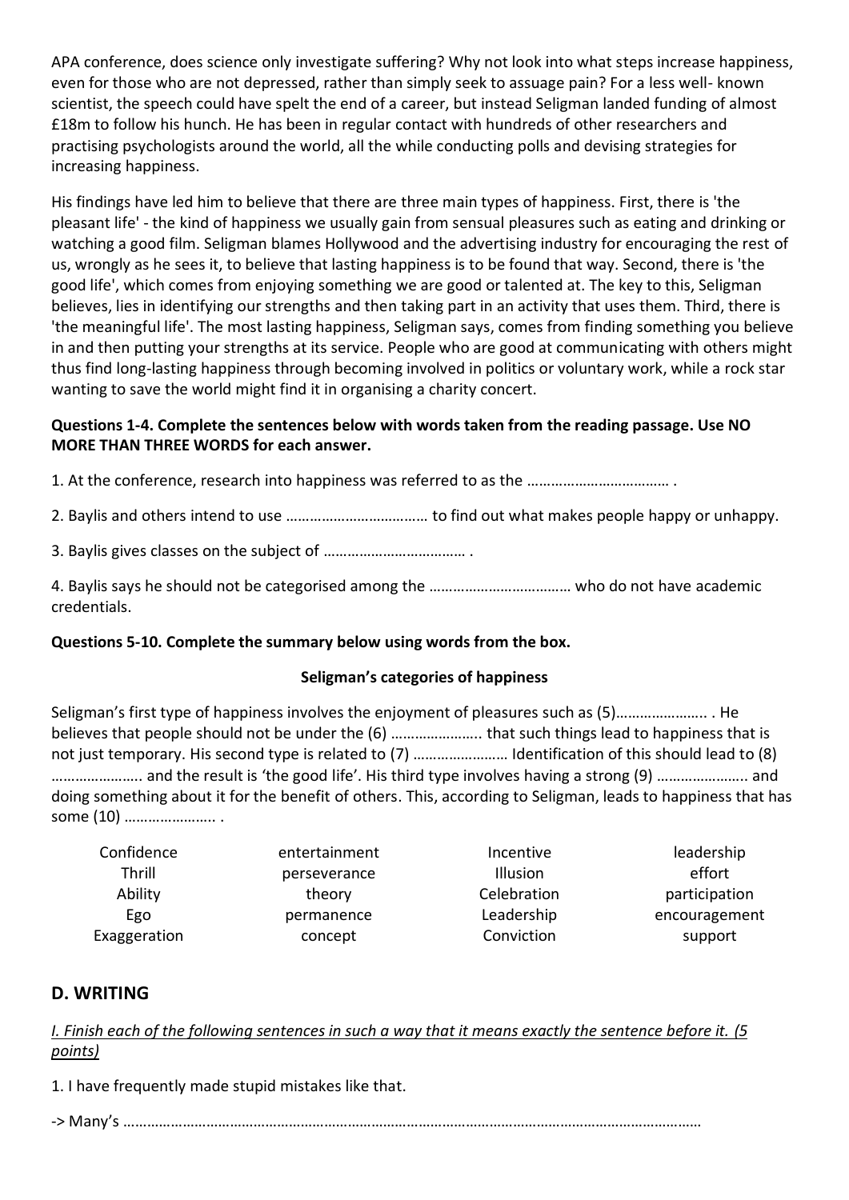APA conference, does science only investigate suffering? Why not look into what steps increase happiness, even for those who are not depressed, rather than simply seek to assuage pain? For a less well- known scientist, the speech could have spelt the end of a career, but instead Seligman landed funding of almost £18m to follow his hunch. He has been in regular contact with hundreds of other researchers and practising psychologists around the world, all the while conducting polls and devising strategies for increasing happiness.

His findings have led him to believe that there are three main types of happiness. First, there is 'the pleasant life' - the kind of happiness we usually gain from sensual pleasures such as eating and drinking or watching a good film. Seligman blames Hollywood and the advertising industry for encouraging the rest of us, wrongly as he sees it, to believe that lasting happiness is to be found that way. Second, there is 'the good life', which comes from enjoying something we are good or talented at. The key to this, Seligman believes, lies in identifying our strengths and then taking part in an activity that uses them. Third, there is 'the meaningful life'. The most lasting happiness, Seligman says, comes from finding something you believe in and then putting your strengths at its service. People who are good at communicating with others might thus find long-lasting happiness through becoming involved in politics or voluntary work, while a rock star wanting to save the world might find it in organising a charity concert.

**Questions 1-4. Complete the sentences below with words taken from the reading passage. Use NO MORE THAN THREE WORDS for each answer.**

1. At the conference, research into happiness was referred to as the ……………………………… .

2. Baylis and others intend to use ……………………………… to find out what makes people happy or unhappy.

3. Baylis gives classes on the subject of ……………………………… .

4. Baylis says he should not be categorised among the ……………………………… who do not have academic credentials.

**Questions 5-10. Complete the summary below using words from the box.**

**Seligman's categories of happiness**

Seligman's first type of happiness involves the enjoyment of pleasures such as (5)………………….. . He believes that people should not be under the (6) ………………….. that such things lead to happiness that is not just temporary. His second type is related to (7) …………………… Identification of this should lead to (8) ………………….. and the result is 'the good life'. His third type involves having a strong (9) ………………….. and doing something about it for the benefit of others. This, according to Seligman, leads to happiness that has some (10) ………………….. .

| | | | |
|---|---|---|---|
| Confidence | entertainment | Incentive | leadership |
| Thrill | perseverance | Illusion | effort |
| Ability | theory | Celebration | participation |
| Ego | permanence | Leadership | encouragement |
| Exaggeration | concept | Conviction | support |

## D. WRITING

*I. Finish each of the following sentences in such a way that it means exactly the sentence before it. (5 points)*

1. I have frequently made stupid mistakes like that.

-> Many's ………………………………………………………………………………………………………………………………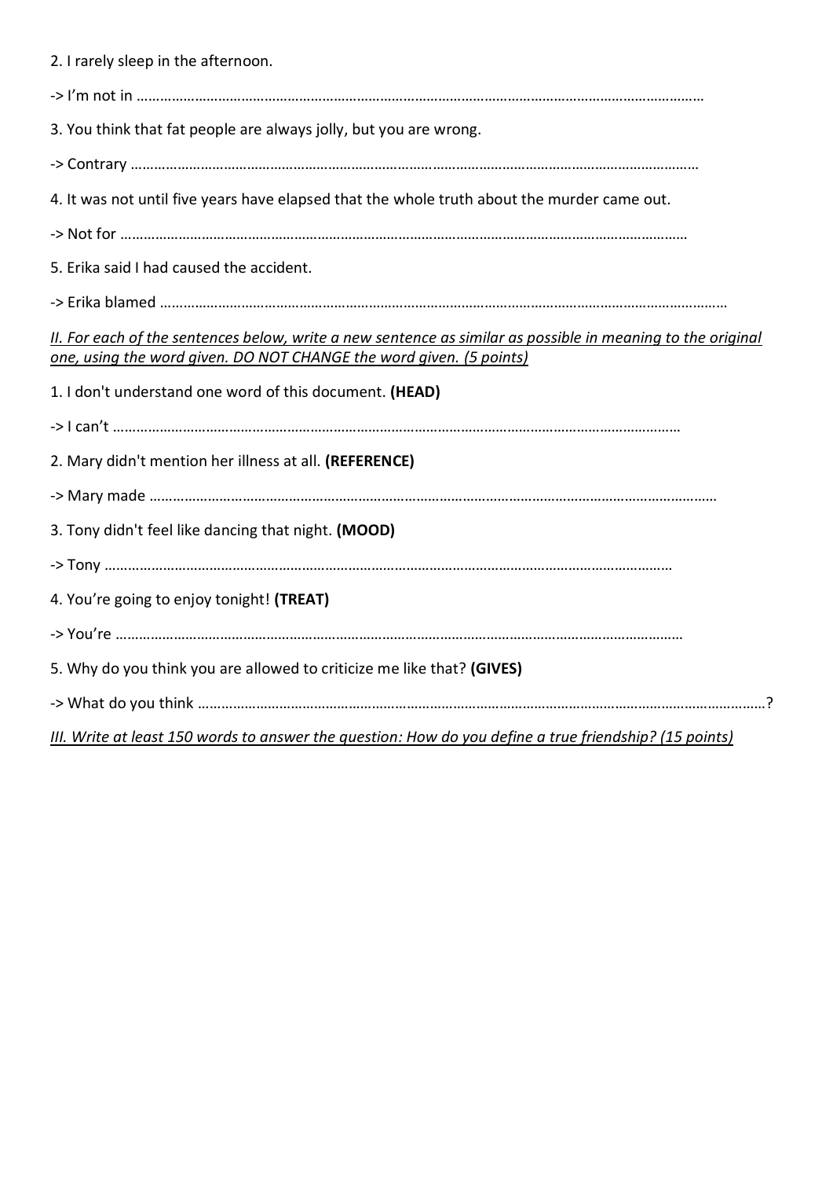2. I rarely sleep in the afternoon.

-> I'm not in …………………………………………………………………………………………………………………………………

3. You think that fat people are always jolly, but you are wrong.

-> Contrary ………………………………………………………………………………………………………………………………

4. It was not until five years have elapsed that the whole truth about the murder came out.

-> Not for ………………………………………………………………………………………………………………………………

5. Erika said I had caused the accident.

-> Erika blamed …………………………………………………………………………………………………………………………

*__II. For each of the sentences below, write a new sentence as similar as possible in meaning to the original one, using the word given. DO NOT CHANGE the word given. (5 points)__*

1. I don't understand one word of this document. **(HEAD)**

-> I can't ………………………………………………………………………………………………………………………………

2. Mary didn't mention her illness at all. **(REFERENCE)**

-> Mary made …………………………………………………………………………………………………………………………

3. Tony didn't feel like dancing that night. **(MOOD)**

-> Tony …………………………………………………………………………………………………………………………………

4. You're going to enjoy tonight! **(TREAT)**

-> You're ………………………………………………………………………………………………………………………………

5. Why do you think you are allowed to criticize me like that? **(GIVES)**

-> What do you think ………………………………………………………………………………………………………………?

*__III. Write at least 150 words to answer the question: How do you define a true friendship? (15 points)__*